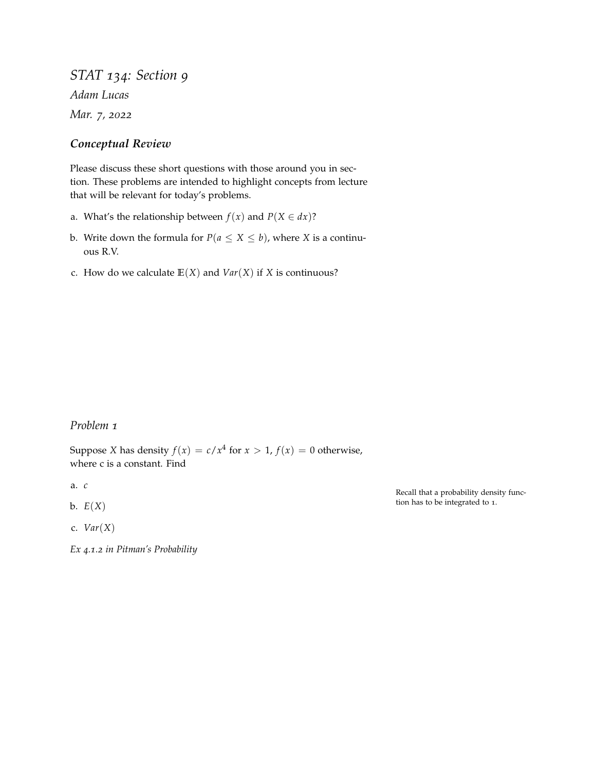# *STAT 134: Section 9*

*Adam Lucas*

*Mar. 7, 2022*

## ***Conceptual Review***

Please discuss these short questions with those around you in section. These problems are intended to highlight concepts from lecture that will be relevant for today's problems.

a. What's the relationship between $f(x)$ and $P(X \in dx)$?

b. Write down the formula for $P(a \leq X \leq b)$, where $X$ is a continuous R.V.

c. How do we calculate $\mathbb{E}(X)$ and $Var(X)$ if $X$ is continuous?

## *Problem 1*

Suppose $X$ has density $f(x) = c/x^4$ for $x > 1$, $f(x) = 0$ otherwise, where c is a constant. Find

a. $c$

b. $E(X)$

c. $Var(X)$

Recall that a probability density function has to be integrated to 1.

*Ex 4.1.2 in Pitman's Probability*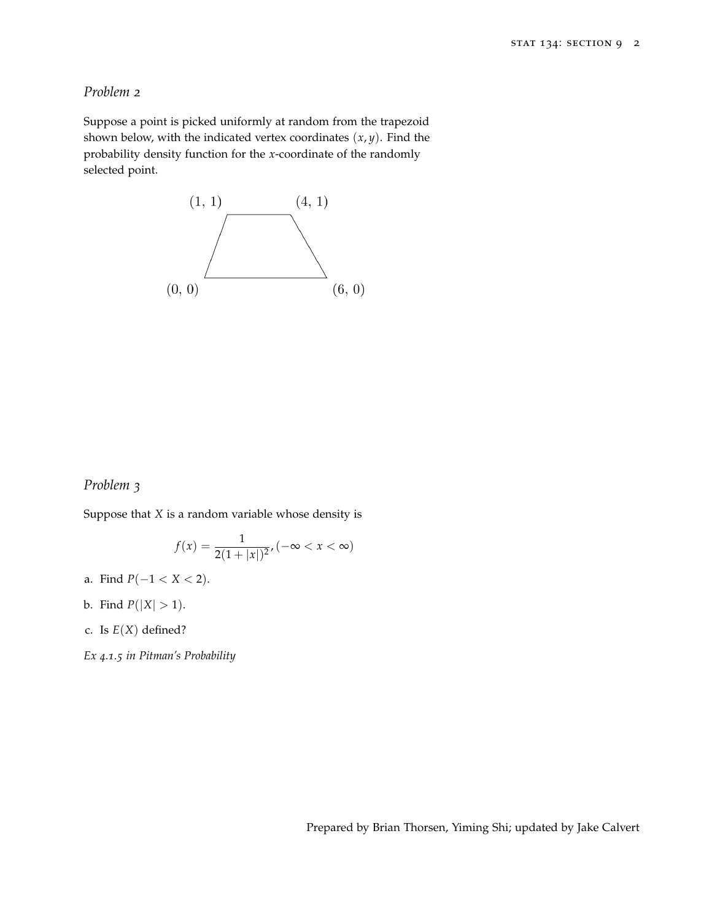## Problem 2

Suppose a point is picked uniformly at random from the trapezoid shown below, with the indicated vertex coordinates $(x, y)$. Find the probability density function for the $x$-coordinate of the randomly selected point.

(1, 1)

(4, 1)

(0, 0)

(6, 0)

## Problem 3

Suppose that $X$ is a random variable whose density is

$$f(x) = \frac{1}{2(1 + |x|)^2}, (-\infty < x < \infty)$$

a. Find $P(-1 < X < 2)$.

b. Find $P(|X| > 1)$.

c. Is $E(X)$ defined?

*Ex 4.1.5 in Pitman's Probability*

Prepared by Brian Thorsen, Yiming Shi; updated by Jake Calvert